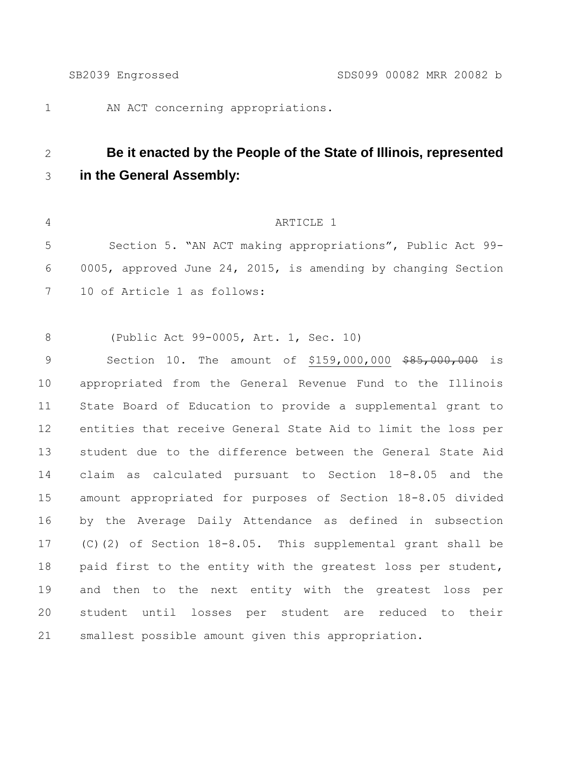AN ACT concerning appropriations.

**Be it enacted by the People of the State of Illinois, represented in the General Assembly:**

ARTICLE 1

Section 5. "AN ACT making appropriations", Public Act 99-0005, approved June 24, 2015, is amending by changing Section 10 of Article 1 as follows:

(Public Act 99-0005, Art. 1, Sec. 10)

Section 10. The amount of <u>$159,000,000</u> ~~$85,000,000~~ is appropriated from the General Revenue Fund to the Illinois State Board of Education to provide a supplemental grant to entities that receive General State Aid to limit the loss per student due to the difference between the General State Aid claim as calculated pursuant to Section 18-8.05 and the amount appropriated for purposes of Section 18-8.05 divided by the Average Daily Attendance as defined in subsection (C)(2) of Section 18-8.05. This supplemental grant shall be paid first to the entity with the greatest loss per student, and then to the next entity with the greatest loss per student until losses per student are reduced to their smallest possible amount given this appropriation.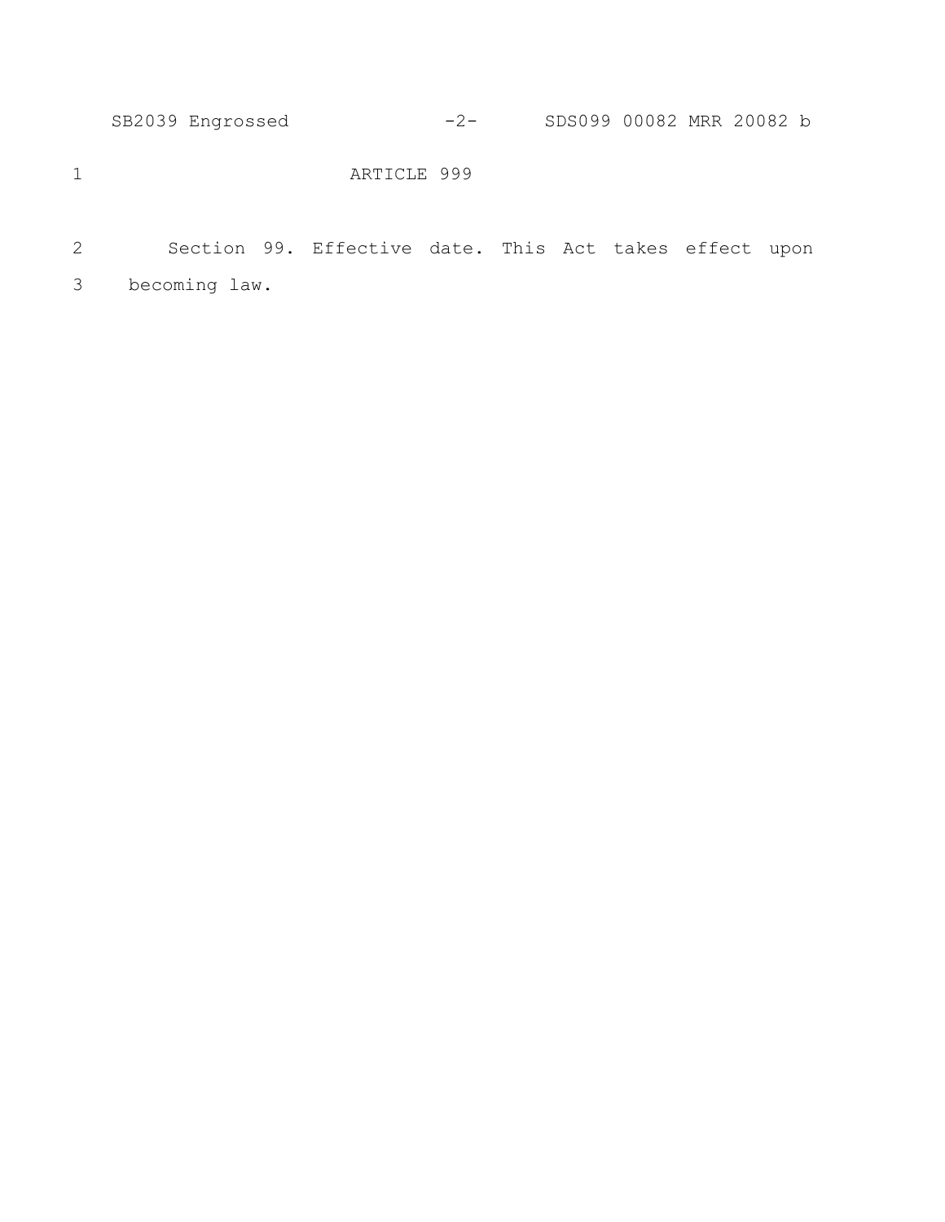ARTICLE 999

Section 99. Effective date. This Act takes effect upon becoming law.